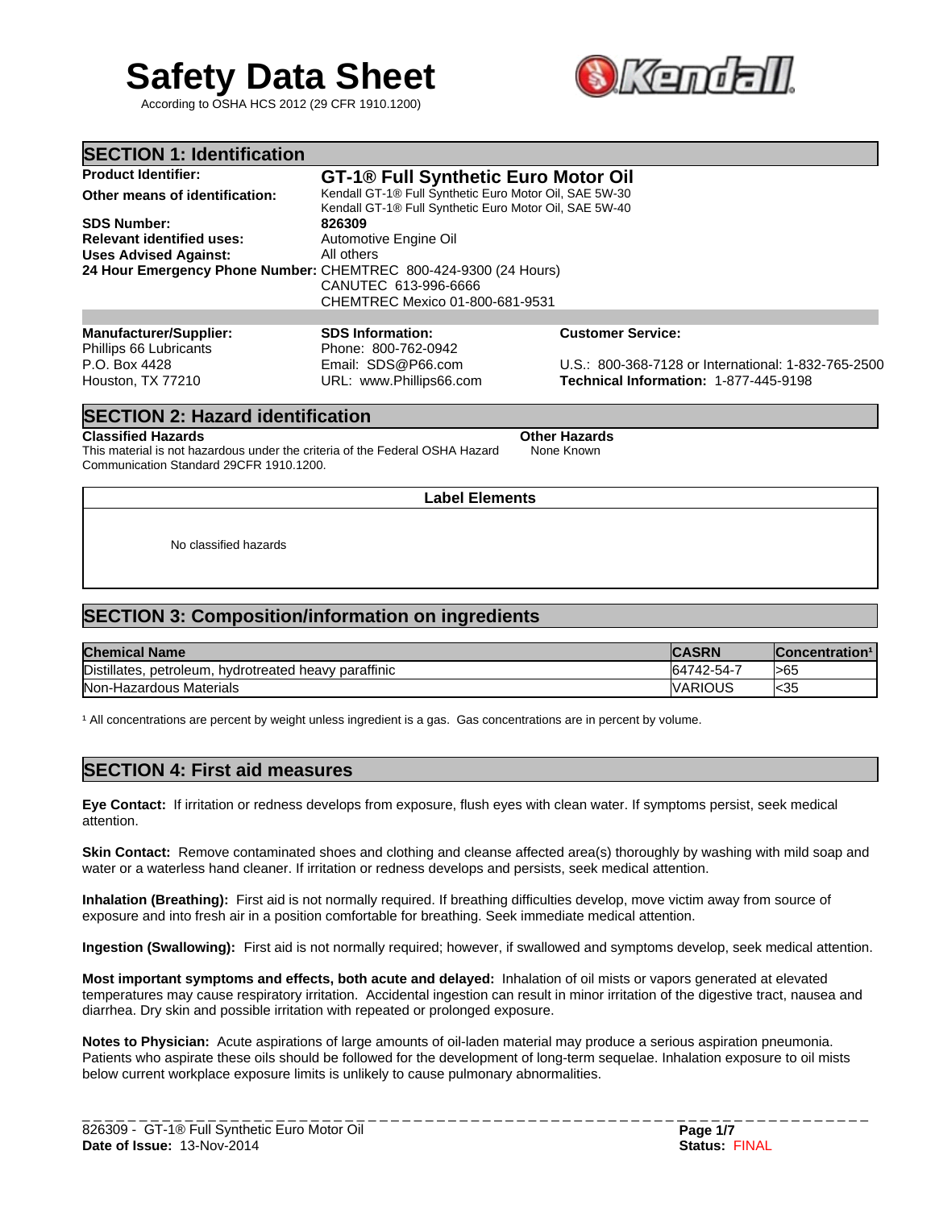# Safety Data Sheet

According to OSHA HCS 2012 (29 CFR 1910.1200)

## SECTION 1: Identification

**Product Identifier:** **GT-1® Full Synthetic Euro Motor Oil**

**Other means of identification:** Kendall GT-1® Full Synthetic Euro Motor Oil, SAE 5W-30
Kendall GT-1® Full Synthetic Euro Motor Oil, SAE 5W-40

**SDS Number:** **826309**

**Relevant identified uses:** Automotive Engine Oil

**Uses Advised Against:** All others

**24 Hour Emergency Phone Number:** CHEMTREC 800-424-9300 (24 Hours)
CANUTEC 613-996-6666
CHEMTREC Mexico 01-800-681-9531

**Manufacturer/Supplier:**
Phillips 66 Lubricants
P.O. Box 4428
Houston, TX 77210

**SDS Information:**
Phone: 800-762-0942
Email: SDS@P66.com
URL: www.Phillips66.com

**Customer Service:**
U.S.: 800-368-7128 or International: 1-832-765-2500
**Technical Information:** 1-877-445-9198

## SECTION 2: Hazard identification

**Classified Hazards**
This material is not hazardous under the criteria of the Federal OSHA Hazard Communication Standard 29CFR 1910.1200.

**Other Hazards**
None Known

**Label Elements**

No classified hazards

## SECTION 3: Composition/information on ingredients

| Chemical Name | CASRN | Concentration[1] |
|---|---|---|
| Distillates, petroleum, hydrotreated heavy paraffinic | 64742-54-7 | >65 |
| Non-Hazardous Materials | VARIOUS | <35 |

[1] All concentrations are percent by weight unless ingredient is a gas. Gas concentrations are in percent by volume.

## SECTION 4: First aid measures

**Eye Contact:** If irritation or redness develops from exposure, flush eyes with clean water. If symptoms persist, seek medical attention.

**Skin Contact:** Remove contaminated shoes and clothing and cleanse affected area(s) thoroughly by washing with mild soap and water or a waterless hand cleaner. If irritation or redness develops and persists, seek medical attention.

**Inhalation (Breathing):** First aid is not normally required. If breathing difficulties develop, move victim away from source of exposure and into fresh air in a position comfortable for breathing. Seek immediate medical attention.

**Ingestion (Swallowing):** First aid is not normally required; however, if swallowed and symptoms develop, seek medical attention.

**Most important symptoms and effects, both acute and delayed:** Inhalation of oil mists or vapors generated at elevated temperatures may cause respiratory irritation. Accidental ingestion can result in minor irritation of the digestive tract, nausea and diarrhea. Dry skin and possible irritation with repeated or prolonged exposure.

**Notes to Physician:** Acute aspirations of large amounts of oil-laden material may produce a serious aspiration pneumonia. Patients who aspirate these oils should be followed for the development of long-term sequelae. Inhalation exposure to oil mists below current workplace exposure limits is unlikely to cause pulmonary abnormalities.

826309 - GT-1® Full Synthetic Euro Motor Oil
**Date of Issue:** 13-Nov-2014
**Status:** FINAL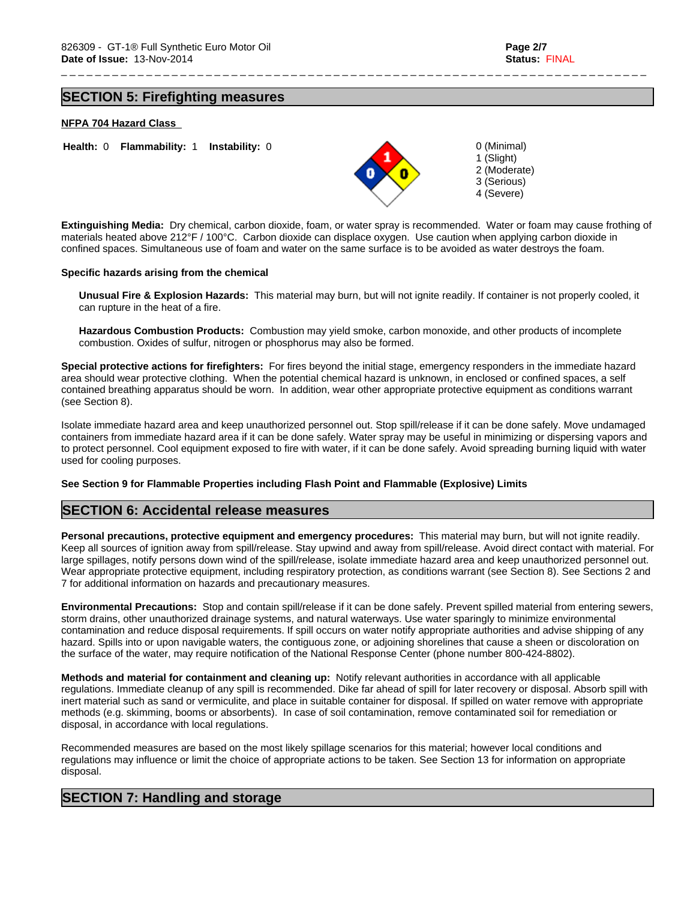## SECTION 5: Firefighting measures

**NFPA 704 Hazard Class**

**Health:** 0 **Flammability:** 1 **Instability:** 0

0 (Minimal)
1 (Slight)
2 (Moderate)
3 (Serious)
4 (Severe)

**Extinguishing Media:** Dry chemical, carbon dioxide, foam, or water spray is recommended. Water or foam may cause frothing of materials heated above 212°F / 100°C. Carbon dioxide can displace oxygen. Use caution when applying carbon dioxide in confined spaces. Simultaneous use of foam and water on the same surface is to be avoided as water destroys the foam.

**Specific hazards arising from the chemical**

**Unusual Fire & Explosion Hazards:** This material may burn, but will not ignite readily. If container is not properly cooled, it can rupture in the heat of a fire.

**Hazardous Combustion Products:** Combustion may yield smoke, carbon monoxide, and other products of incomplete combustion. Oxides of sulfur, nitrogen or phosphorus may also be formed.

**Special protective actions for firefighters:** For fires beyond the initial stage, emergency responders in the immediate hazard area should wear protective clothing. When the potential chemical hazard is unknown, in enclosed or confined spaces, a self contained breathing apparatus should be worn. In addition, wear other appropriate protective equipment as conditions warrant (see Section 8).

Isolate immediate hazard area and keep unauthorized personnel out. Stop spill/release if it can be done safely. Move undamaged containers from immediate hazard area if it can be done safely. Water spray may be useful in minimizing or dispersing vapors and to protect personnel. Cool equipment exposed to fire with water, if it can be done safely. Avoid spreading burning liquid with water used for cooling purposes.

**See Section 9 for Flammable Properties including Flash Point and Flammable (Explosive) Limits**

## SECTION 6: Accidental release measures

**Personal precautions, protective equipment and emergency procedures:** This material may burn, but will not ignite readily. Keep all sources of ignition away from spill/release. Stay upwind and away from spill/release. Avoid direct contact with material. For large spillages, notify persons down wind of the spill/release, isolate immediate hazard area and keep unauthorized personnel out. Wear appropriate protective equipment, including respiratory protection, as conditions warrant (see Section 8). See Sections 2 and 7 for additional information on hazards and precautionary measures.

**Environmental Precautions:** Stop and contain spill/release if it can be done safely. Prevent spilled material from entering sewers, storm drains, other unauthorized drainage systems, and natural waterways. Use water sparingly to minimize environmental contamination and reduce disposal requirements. If spill occurs on water notify appropriate authorities and advise shipping of any hazard. Spills into or upon navigable waters, the contiguous zone, or adjoining shorelines that cause a sheen or discoloration on the surface of the water, may require notification of the National Response Center (phone number 800-424-8802).

**Methods and material for containment and cleaning up:** Notify relevant authorities in accordance with all applicable regulations. Immediate cleanup of any spill is recommended. Dike far ahead of spill for later recovery or disposal. Absorb spill with inert material such as sand or vermiculite, and place in suitable container for disposal. If spilled on water remove with appropriate methods (e.g. skimming, booms or absorbents). In case of soil contamination, remove contaminated soil for remediation or disposal, in accordance with local regulations.

Recommended measures are based on the most likely spillage scenarios for this material; however local conditions and regulations may influence or limit the choice of appropriate actions to be taken. See Section 13 for information on appropriate disposal.

## SECTION 7: Handling and storage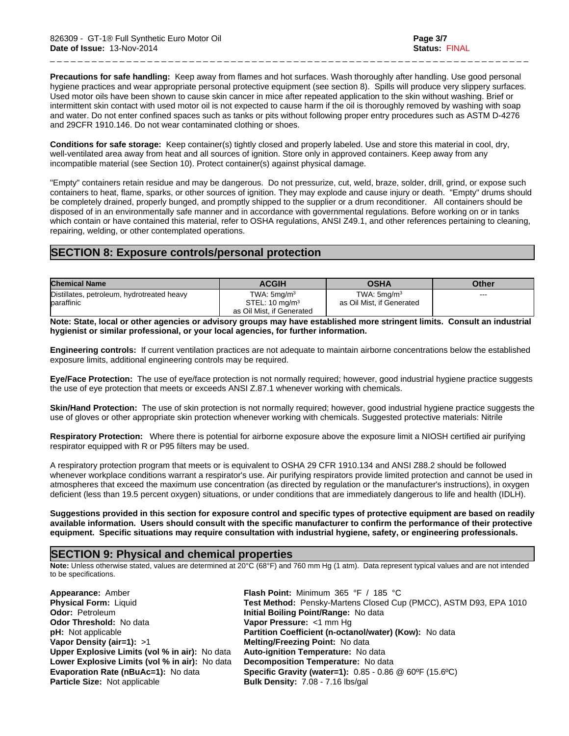**Precautions for safe handling:** Keep away from flames and hot surfaces. Wash thoroughly after handling. Use good personal hygiene practices and wear appropriate personal protective equipment (see section 8). Spills will produce very slippery surfaces. Used motor oils have been shown to cause skin cancer in mice after repeated application to the skin without washing. Brief or intermittent skin contact with used motor oil is not expected to cause harm if the oil is thoroughly removed by washing with soap and water. Do not enter confined spaces such as tanks or pits without following proper entry procedures such as ASTM D-4276 and 29CFR 1910.146. Do not wear contaminated clothing or shoes.

**Conditions for safe storage:** Keep container(s) tightly closed and properly labeled. Use and store this material in cool, dry, well-ventilated area away from heat and all sources of ignition. Store only in approved containers. Keep away from any incompatible material (see Section 10). Protect container(s) against physical damage.

"Empty" containers retain residue and may be dangerous. Do not pressurize, cut, weld, braze, solder, drill, grind, or expose such containers to heat, flame, sparks, or other sources of ignition. They may explode and cause injury or death. "Empty" drums should be completely drained, properly bunged, and promptly shipped to the supplier or a drum reconditioner. All containers should be disposed of in an environmentally safe manner and in accordance with governmental regulations. Before working on or in tanks which contain or have contained this material, refer to OSHA regulations, ANSI Z49.1, and other references pertaining to cleaning, repairing, welding, or other contemplated operations.

## SECTION 8: Exposure controls/personal protection

| Chemical Name | ACGIH | OSHA | Other |
|---|---|---|---|
| Distillates, petroleum, hydrotreated heavy paraffinic | TWA: 5mg/m$^3$<br>STEL: 10 mg/m$^3$<br>as Oil Mist, if Generated | TWA: 5mg/m$^3$<br>as Oil Mist, if Generated | --- |

**Note: State, local or other agencies or advisory groups may have established more stringent limits. Consult an industrial hygienist or similar professional, or your local agencies, for further information.**

**Engineering controls:** If current ventilation practices are not adequate to maintain airborne concentrations below the established exposure limits, additional engineering controls may be required.

**Eye/Face Protection:** The use of eye/face protection is not normally required; however, good industrial hygiene practice suggests the use of eye protection that meets or exceeds ANSI Z.87.1 whenever working with chemicals.

**Skin/Hand Protection:** The use of skin protection is not normally required; however, good industrial hygiene practice suggests the use of gloves or other appropriate skin protection whenever working with chemicals. Suggested protective materials: Nitrile

**Respiratory Protection:** Where there is potential for airborne exposure above the exposure limit a NIOSH certified air purifying respirator equipped with R or P95 filters may be used.

A respiratory protection program that meets or is equivalent to OSHA 29 CFR 1910.134 and ANSI Z88.2 should be followed whenever workplace conditions warrant a respirator's use. Air purifying respirators provide limited protection and cannot be used in atmospheres that exceed the maximum use concentration (as directed by regulation or the manufacturer's instructions), in oxygen deficient (less than 19.5 percent oxygen) situations, or under conditions that are immediately dangerous to life and health (IDLH).

**Suggestions provided in this section for exposure control and specific types of protective equipment are based on readily available information. Users should consult with the specific manufacturer to confirm the performance of their protective equipment. Specific situations may require consultation with industrial hygiene, safety, or engineering professionals.**

## SECTION 9: Physical and chemical properties

**Note:** Unless otherwise stated, values are determined at 20°C (68°F) and 760 mm Hg (1 atm). Data represent typical values and are not intended to be specifications.

**Appearance:** Amber
**Physical Form:** Liquid
**Odor:** Petroleum
**Odor Threshold:** No data
**pH:** Not applicable
**Vapor Density (air=1):** >1
**Upper Explosive Limits (vol % in air):** No data
**Lower Explosive Limits (vol % in air):** No data
**Evaporation Rate (nBuAc=1):** No data
**Particle Size:** Not applicable

**Flash Point:** Minimum 365 °F / 185 °C
**Test Method:** Pensky-Martens Closed Cup (PMCC), ASTM D93, EPA 1010
**Initial Boiling Point/Range:** No data
**Vapor Pressure:** <1 mm Hg
**Partition Coefficient (n-octanol/water) (Kow):** No data
**Melting/Freezing Point:** No data
**Auto-ignition Temperature:** No data
**Decomposition Temperature:** No data
**Specific Gravity (water=1):** 0.85 - 0.86 @ 60ºF (15.6ºC)
**Bulk Density:** 7.08 - 7.16 lbs/gal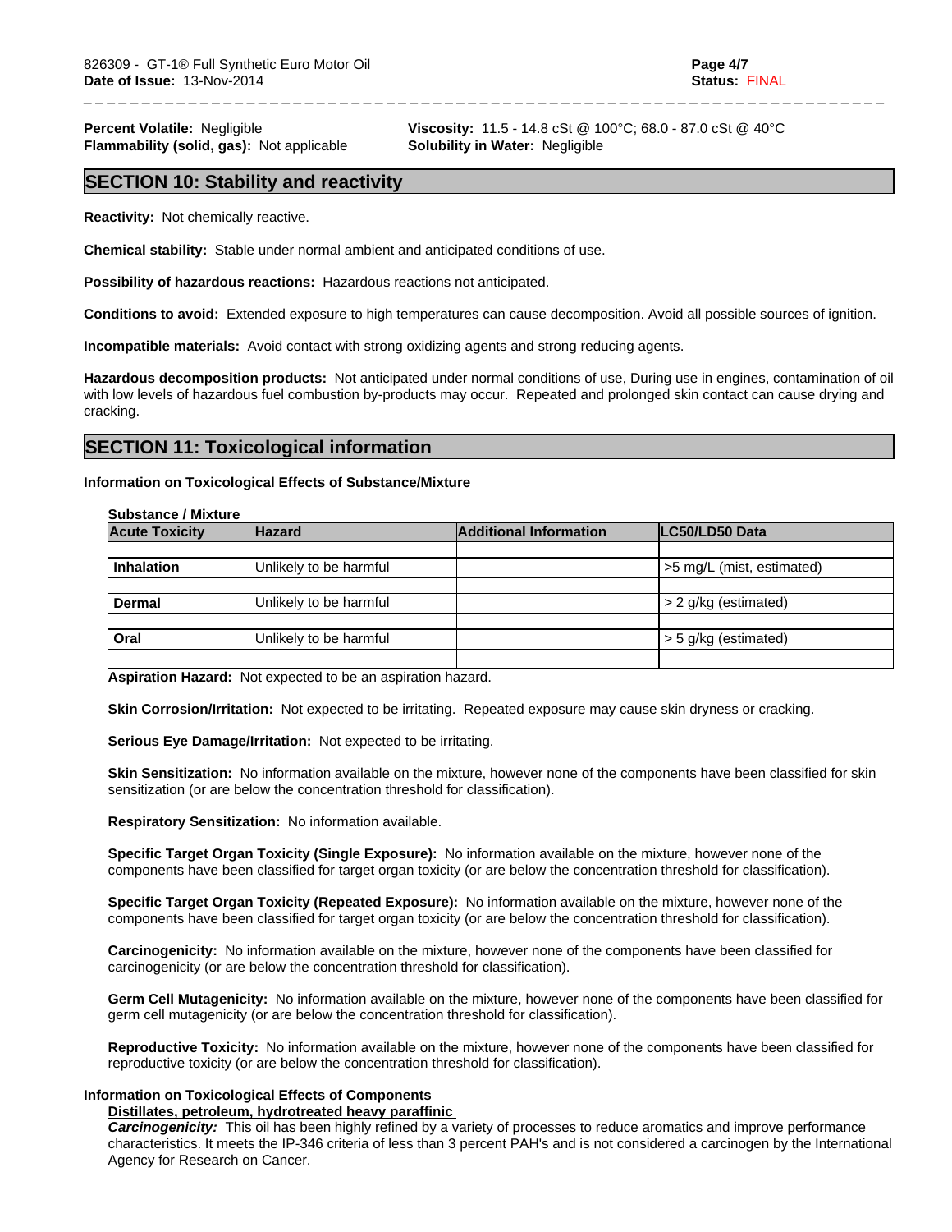**Percent Volatile:** Negligible

**Flammability (solid, gas):** Not applicable

**Viscosity:** 11.5 - 14.8 cSt @ 100°C; 68.0 - 87.0 cSt @ 40°C

**Solubility in Water:** Negligible

## SECTION 10: Stability and reactivity

**Reactivity:** Not chemically reactive.

**Chemical stability:** Stable under normal ambient and anticipated conditions of use.

**Possibility of hazardous reactions:** Hazardous reactions not anticipated.

**Conditions to avoid:** Extended exposure to high temperatures can cause decomposition. Avoid all possible sources of ignition.

**Incompatible materials:** Avoid contact with strong oxidizing agents and strong reducing agents.

**Hazardous decomposition products:** Not anticipated under normal conditions of use, During use in engines, contamination of oil with low levels of hazardous fuel combustion by-products may occur. Repeated and prolonged skin contact can cause drying and cracking.

## SECTION 11: Toxicological information

**Information on Toxicological Effects of Substance/Mixture**

**Substance / Mixture**

| Acute Toxicity | Hazard | Additional Information | LC50/LD50 Data |
|---|---|---|---|
| | | | |
| **Inhalation** | Unlikely to be harmful | | >5 mg/L (mist, estimated) |
| | | | |
| **Dermal** | Unlikely to be harmful | | > 2 g/kg (estimated) |
| | | | |
| **Oral** | Unlikely to be harmful | | > 5 g/kg (estimated) |
| | | | |

**Aspiration Hazard:** Not expected to be an aspiration hazard.

**Skin Corrosion/Irritation:** Not expected to be irritating. Repeated exposure may cause skin dryness or cracking.

**Serious Eye Damage/Irritation:** Not expected to be irritating.

**Skin Sensitization:** No information available on the mixture, however none of the components have been classified for skin sensitization (or are below the concentration threshold for classification).

**Respiratory Sensitization:** No information available.

**Specific Target Organ Toxicity (Single Exposure):** No information available on the mixture, however none of the components have been classified for target organ toxicity (or are below the concentration threshold for classification).

**Specific Target Organ Toxicity (Repeated Exposure):** No information available on the mixture, however none of the components have been classified for target organ toxicity (or are below the concentration threshold for classification).

**Carcinogenicity:** No information available on the mixture, however none of the components have been classified for carcinogenicity (or are below the concentration threshold for classification).

**Germ Cell Mutagenicity:** No information available on the mixture, however none of the components have been classified for germ cell mutagenicity (or are below the concentration threshold for classification).

**Reproductive Toxicity:** No information available on the mixture, however none of the components have been classified for reproductive toxicity (or are below the concentration threshold for classification).

**Information on Toxicological Effects of Components**

**Distillates, petroleum, hydrotreated heavy paraffinic**

***Carcinogenicity:*** This oil has been highly refined by a variety of processes to reduce aromatics and improve performance characteristics. It meets the IP-346 criteria of less than 3 percent PAH's and is not considered a carcinogen by the International Agency for Research on Cancer.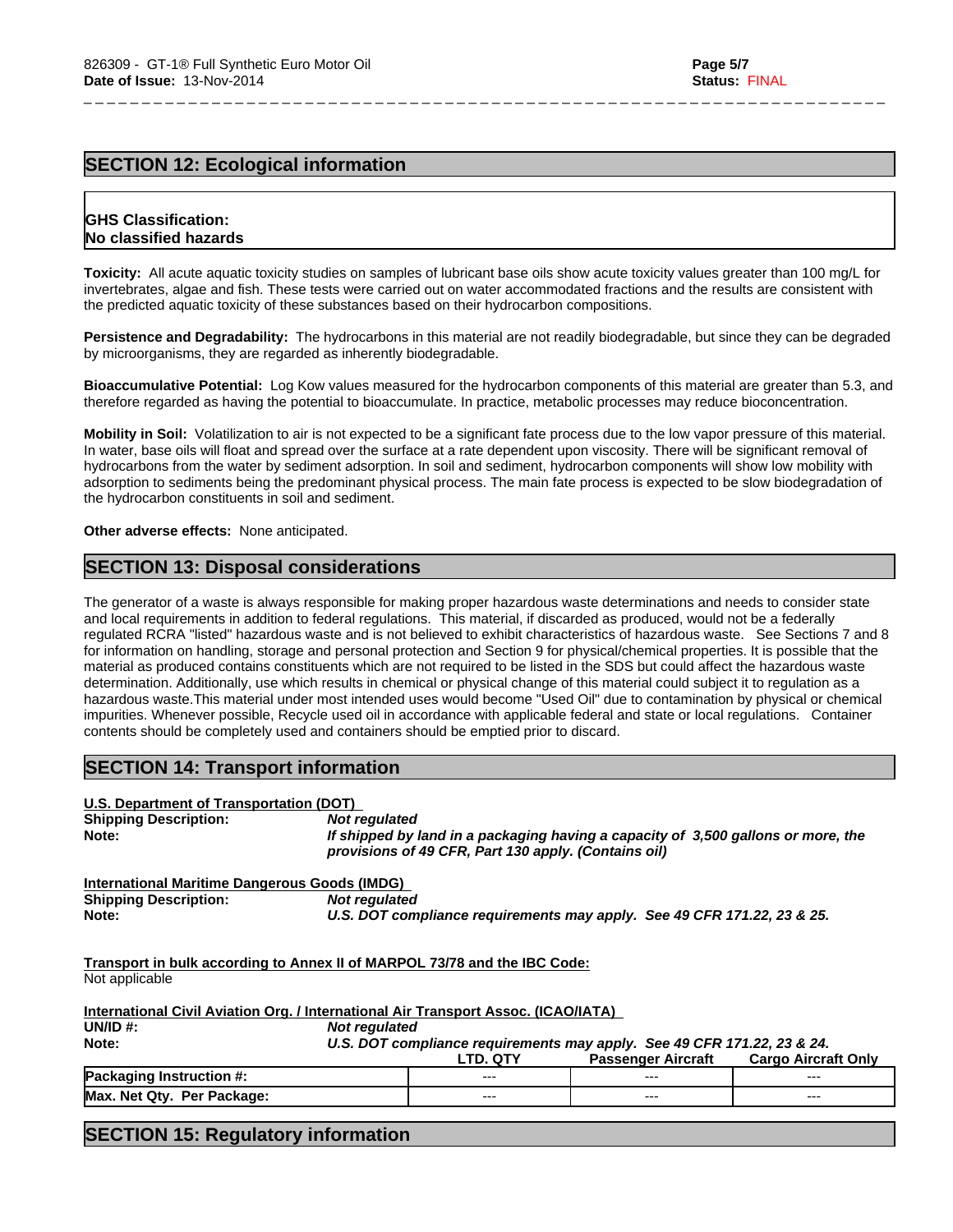## SECTION 12: Ecological information

**GHS Classification:**
**No classified hazards**

**Toxicity:** All acute aquatic toxicity studies on samples of lubricant base oils show acute toxicity values greater than 100 mg/L for invertebrates, algae and fish. These tests were carried out on water accommodated fractions and the results are consistent with the predicted aquatic toxicity of these substances based on their hydrocarbon compositions.

**Persistence and Degradability:** The hydrocarbons in this material are not readily biodegradable, but since they can be degraded by microorganisms, they are regarded as inherently biodegradable.

**Bioaccumulative Potential:** Log Kow values measured for the hydrocarbon components of this material are greater than 5.3, and therefore regarded as having the potential to bioaccumulate. In practice, metabolic processes may reduce bioconcentration.

**Mobility in Soil:** Volatilization to air is not expected to be a significant fate process due to the low vapor pressure of this material. In water, base oils will float and spread over the surface at a rate dependent upon viscosity. There will be significant removal of hydrocarbons from the water by sediment adsorption. In soil and sediment, hydrocarbon components will show low mobility with adsorption to sediments being the predominant physical process. The main fate process is expected to be slow biodegradation of the hydrocarbon constituents in soil and sediment.

**Other adverse effects:** None anticipated.

## SECTION 13: Disposal considerations

The generator of a waste is always responsible for making proper hazardous waste determinations and needs to consider state and local requirements in addition to federal regulations. This material, if discarded as produced, would not be a federally regulated RCRA "listed" hazardous waste and is not believed to exhibit characteristics of hazardous waste. See Sections 7 and 8 for information on handling, storage and personal protection and Section 9 for physical/chemical properties. It is possible that the material as produced contains constituents which are not required to be listed in the SDS but could affect the hazardous waste determination. Additionally, use which results in chemical or physical change of this material could subject it to regulation as a hazardous waste.This material under most intended uses would become "Used Oil" due to contamination by physical or chemical impurities. Whenever possible, Recycle used oil in accordance with applicable federal and state or local regulations. Container contents should be completely used and containers should be emptied prior to discard.

## SECTION 14: Transport information

**U.S. Department of Transportation (DOT)**

**Shipping Description:** ***Not regulated***
**Note:** ***If shipped by land in a packaging having a capacity of 3,500 gallons or more, the provisions of 49 CFR, Part 130 apply. (Contains oil)***

**International Maritime Dangerous Goods (IMDG)**

**Shipping Description:** ***Not regulated***
**Note:** ***U.S. DOT compliance requirements may apply. See 49 CFR 171.22, 23 & 25.***

**Transport in bulk according to Annex II of MARPOL 73/78 and the IBC Code:**
Not applicable

**International Civil Aviation Org. / International Air Transport Assoc. (ICAO/IATA)**

**UN/ID #:** ***Not regulated***
**Note:** ***U.S. DOT compliance requirements may apply. See 49 CFR 171.22, 23 & 24.***

| | LTD. QTY | Passenger Aircraft | Cargo Aircraft Only |
|---|---|---|---|
| **Packaging Instruction #:** | --- | --- | --- |
| **Max. Net Qty. Per Package:** | --- | --- | --- |

## SECTION 15: Regulatory information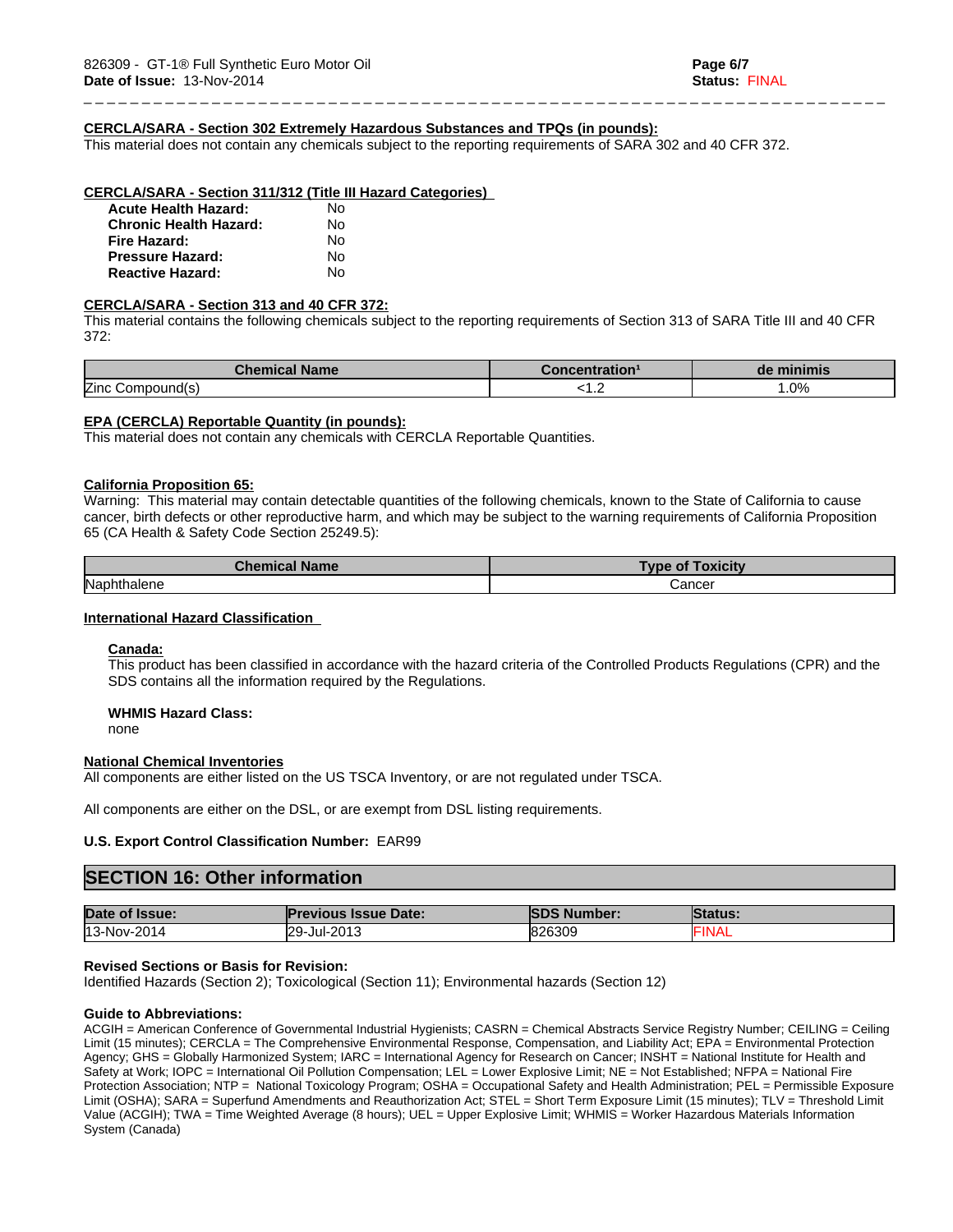**CERCLA/SARA - Section 302 Extremely Hazardous Substances and TPQs (in pounds):**

This material does not contain any chemicals subject to the reporting requirements of SARA 302 and 40 CFR 372.

**CERCLA/SARA - Section 311/312 (Title III Hazard Categories)**

| | |
|---|---|
| **Acute Health Hazard:** | No |
| **Chronic Health Hazard:** | No |
| **Fire Hazard:** | No |
| **Pressure Hazard:** | No |
| **Reactive Hazard:** | No |

**CERCLA/SARA - Section 313 and 40 CFR 372:**

This material contains the following chemicals subject to the reporting requirements of Section 313 of SARA Title III and 40 CFR 372:

| Chemical Name | Concentration[1] | de minimis |
|---|---|---|
| Zinc Compound(s) | <1.2 | 1.0% |

**EPA (CERCLA) Reportable Quantity (in pounds):**

This material does not contain any chemicals with CERCLA Reportable Quantities.

**California Proposition 65:**

Warning: This material may contain detectable quantities of the following chemicals, known to the State of California to cause cancer, birth defects or other reproductive harm, and which may be subject to the warning requirements of California Proposition 65 (CA Health & Safety Code Section 25249.5):

| Chemical Name | Type of Toxicity |
|---|---|
| Naphthalene | Cancer |

**International Hazard Classification**

**Canada:**

This product has been classified in accordance with the hazard criteria of the Controlled Products Regulations (CPR) and the SDS contains all the information required by the Regulations.

**WHMIS Hazard Class:**

none

**National Chemical Inventories**

All components are either listed on the US TSCA Inventory, or are not regulated under TSCA.

All components are either on the DSL, or are exempt from DSL listing requirements.

**U.S. Export Control Classification Number:** EAR99

## SECTION 16: Other information

| Date of Issue: | Previous Issue Date: | SDS Number: | Status: |
|---|---|---|---|
| 13-Nov-2014 | 29-Jul-2013 | 826309 | FINAL |

**Revised Sections or Basis for Revision:**

Identified Hazards (Section 2); Toxicological (Section 11); Environmental hazards (Section 12)

**Guide to Abbreviations:**

ACGIH = American Conference of Governmental Industrial Hygienists; CASRN = Chemical Abstracts Service Registry Number; CEILING = Ceiling Limit (15 minutes); CERCLA = The Comprehensive Environmental Response, Compensation, and Liability Act; EPA = Environmental Protection Agency; GHS = Globally Harmonized System; IARC = International Agency for Research on Cancer; INSHT = National Institute for Health and Safety at Work; IOPC = International Oil Pollution Compensation; LEL = Lower Explosive Limit; NE = Not Established; NFPA = National Fire Protection Association; NTP = National Toxicology Program; OSHA = Occupational Safety and Health Administration; PEL = Permissible Exposure Limit (OSHA); SARA = Superfund Amendments and Reauthorization Act; STEL = Short Term Exposure Limit (15 minutes); TLV = Threshold Limit Value (ACGIH); TWA = Time Weighted Average (8 hours); UEL = Upper Explosive Limit; WHMIS = Worker Hazardous Materials Information System (Canada)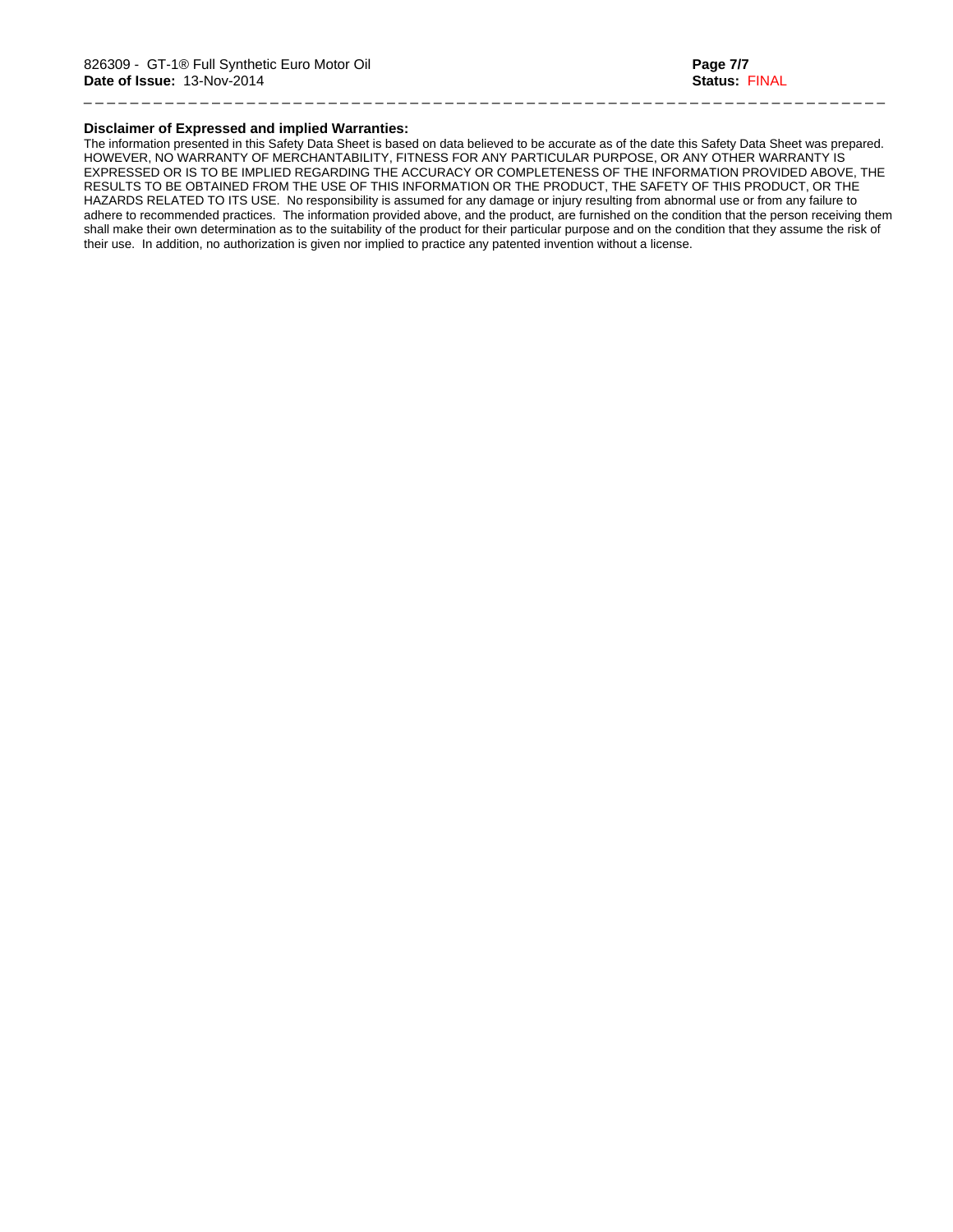**Disclaimer of Expressed and implied Warranties:**

The information presented in this Safety Data Sheet is based on data believed to be accurate as of the date this Safety Data Sheet was prepared. HOWEVER, NO WARRANTY OF MERCHANTABILITY, FITNESS FOR ANY PARTICULAR PURPOSE, OR ANY OTHER WARRANTY IS EXPRESSED OR IS TO BE IMPLIED REGARDING THE ACCURACY OR COMPLETENESS OF THE INFORMATION PROVIDED ABOVE, THE RESULTS TO BE OBTAINED FROM THE USE OF THIS INFORMATION OR THE PRODUCT, THE SAFETY OF THIS PRODUCT, OR THE HAZARDS RELATED TO ITS USE. No responsibility is assumed for any damage or injury resulting from abnormal use or from any failure to adhere to recommended practices. The information provided above, and the product, are furnished on the condition that the person receiving them shall make their own determination as to the suitability of the product for their particular purpose and on the condition that they assume the risk of their use. In addition, no authorization is given nor implied to practice any patented invention without a license.